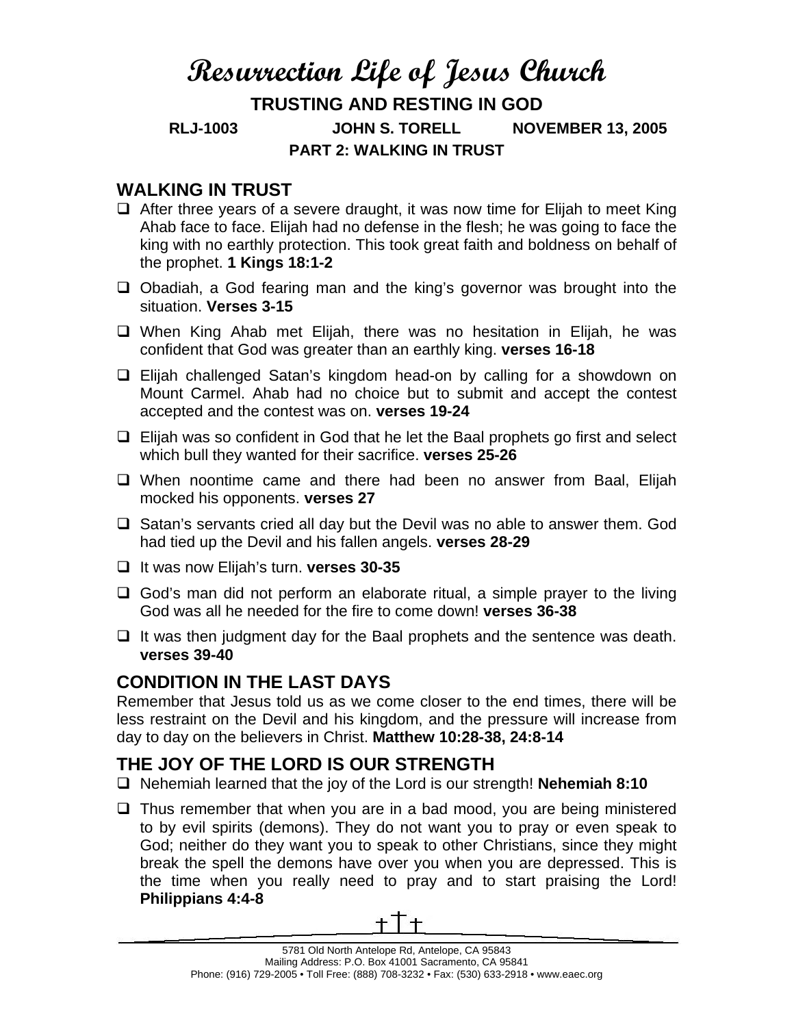# Resurrection Life of Jesus Church

## TRUSTING AND RESTING IN GOD

**RLJ-1003 JOHN S. TORELL NOVEMBER 13, 2005**

**PART 2: WALKING IN TRUST**

## WALKING IN TRUST

- After three years of a severe draught, it was now time for Elijah to meet King Ahab face to face. Elijah had no defense in the flesh; he was going to face the king with no earthly protection. This took great faith and boldness on behalf of the prophet. **1 Kings 18:1-2**
- Obadiah, a God fearing man and the king's governor was brought into the situation. **Verses 3-15**
- When King Ahab met Elijah, there was no hesitation in Elijah, he was confident that God was greater than an earthly king. **verses 16-18**
- Elijah challenged Satan's kingdom head-on by calling for a showdown on Mount Carmel. Ahab had no choice but to submit and accept the contest accepted and the contest was on. **verses 19-24**
- Elijah was so confident in God that he let the Baal prophets go first and select which bull they wanted for their sacrifice. **verses 25-26**
- When noontime came and there had been no answer from Baal, Elijah mocked his opponents. **verses 27**
- Satan's servants cried all day but the Devil was no able to answer them. God had tied up the Devil and his fallen angels. **verses 28-29**
- It was now Elijah's turn. **verses 30-35**
- God's man did not perform an elaborate ritual, a simple prayer to the living God was all he needed for the fire to come down! **verses 36-38**
- It was then judgment day for the Baal prophets and the sentence was death. **verses 39-40**

## CONDITION IN THE LAST DAYS

Remember that Jesus told us as we come closer to the end times, there will be less restraint on the Devil and his kingdom, and the pressure will increase from day to day on the believers in Christ. **Matthew 10:28-38, 24:8-14**

## THE JOY OF THE LORD IS OUR STRENGTH

- Nehemiah learned that the joy of the Lord is our strength! **Nehemiah 8:10**
- Thus remember that when you are in a bad mood, you are being ministered to by evil spirits (demons). They do not want you to pray or even speak to God; neither do they want you to speak to other Christians, since they might break the spell the demons have over you when you are depressed. This is the time when you really need to pray and to start praising the Lord! **Philippians 4:4-8**

5781 Old North Antelope Rd, Antelope, CA 95843
Mailing Address: P.O. Box 41001 Sacramento, CA 95841
Phone: (916) 729-2005 • Toll Free: (888) 708-3232 • Fax: (530) 633-2918 • www.eaec.org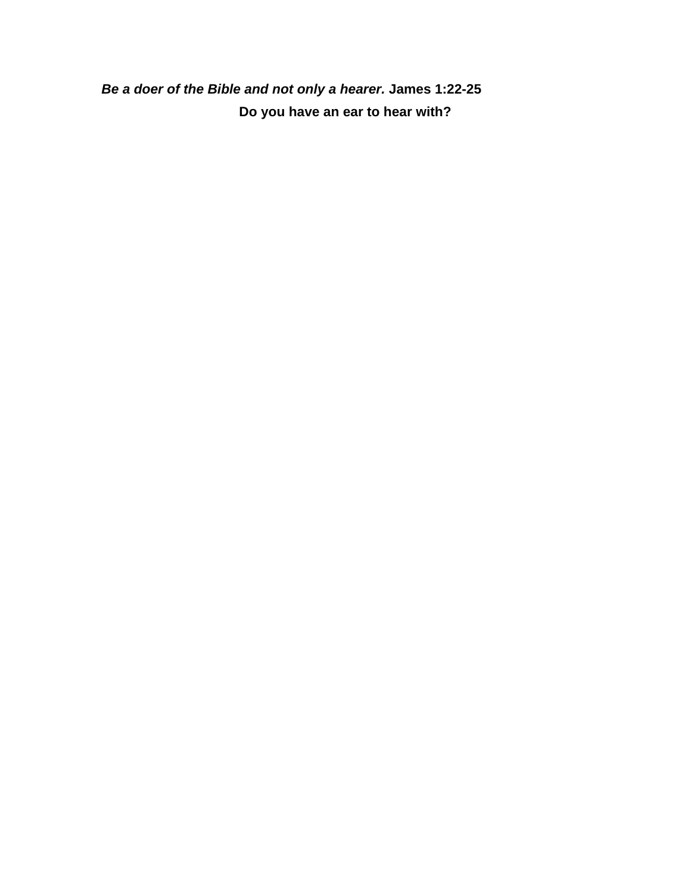***Be a doer of the Bible and not only a hearer.*** **James 1:22-25**

**Do you have an ear to hear with?**